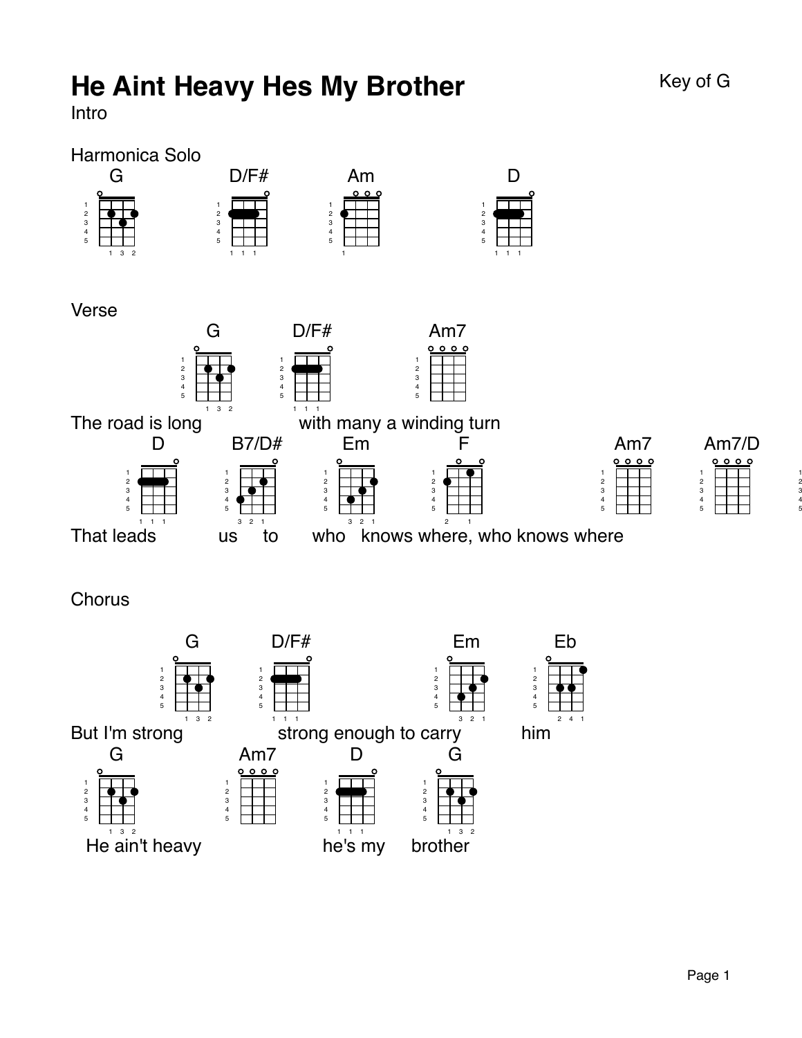# He Aint Heavy Hes My Brother

Key of G

Intro

Harmonica Solo

G D/F# Am D

Verse

G D/F# Am7

The road is long with many a winding turn

D B7/D# Em F Am7 Am7/D

That leads us to who knows where, who knows where

Chorus

G D/F# Em Eb

But I'm strong strong enough to carry him

G Am7 D G

He ain't heavy he's my brother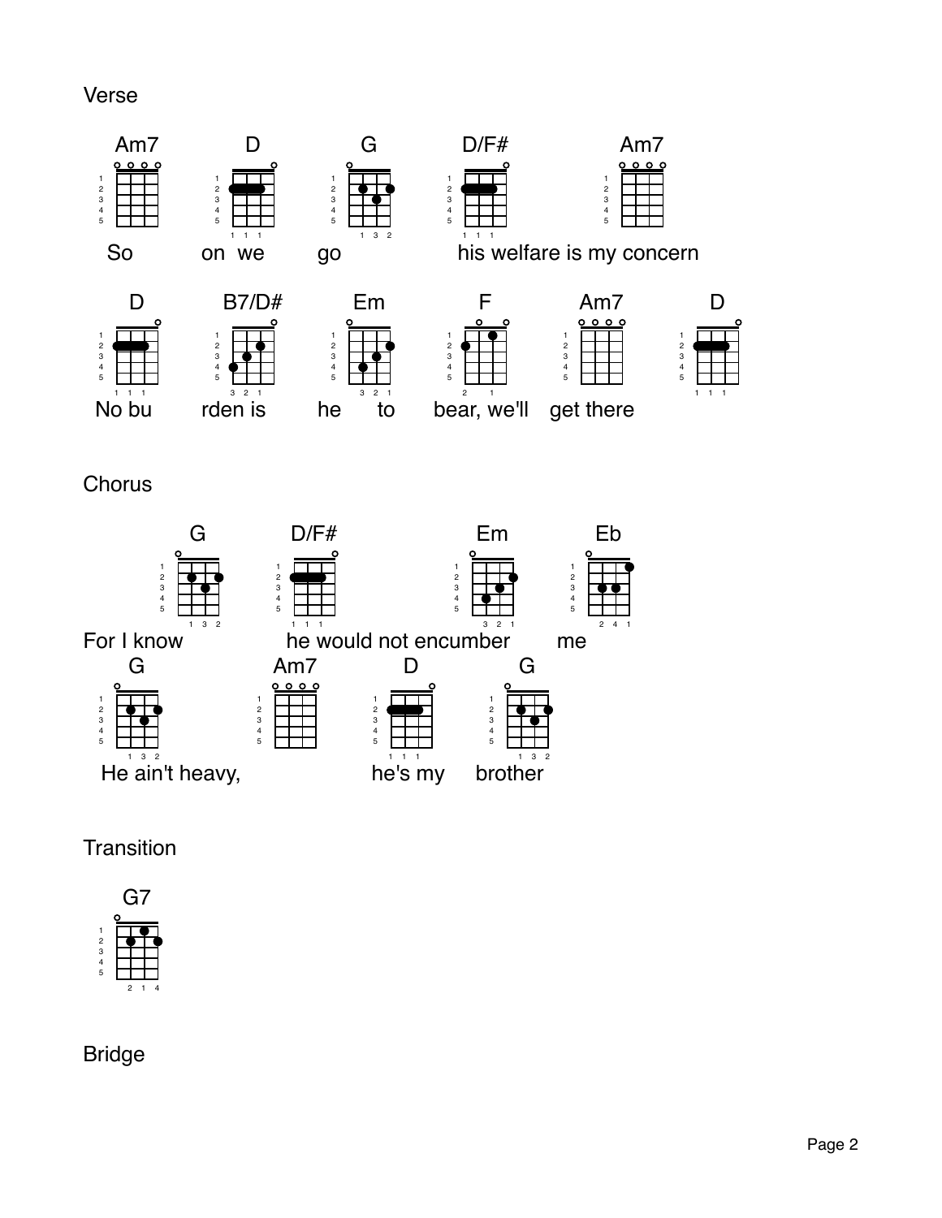## Verse

```
Am7    D         G             D/F#                  Am7
So     on  we    go            his welfare is my concern

D         B7/D#      Em          F            Am7         D
No bu     rden is    he    to    bear, we'll  get there
```

## Chorus

```
            G            D/F#                        Em          Eb
For I know               he would not encumber              me

   G                    Am7              D             G
He ain't heavy,                          he's my       brother
```

## Transition

```
G7
```

## Bridge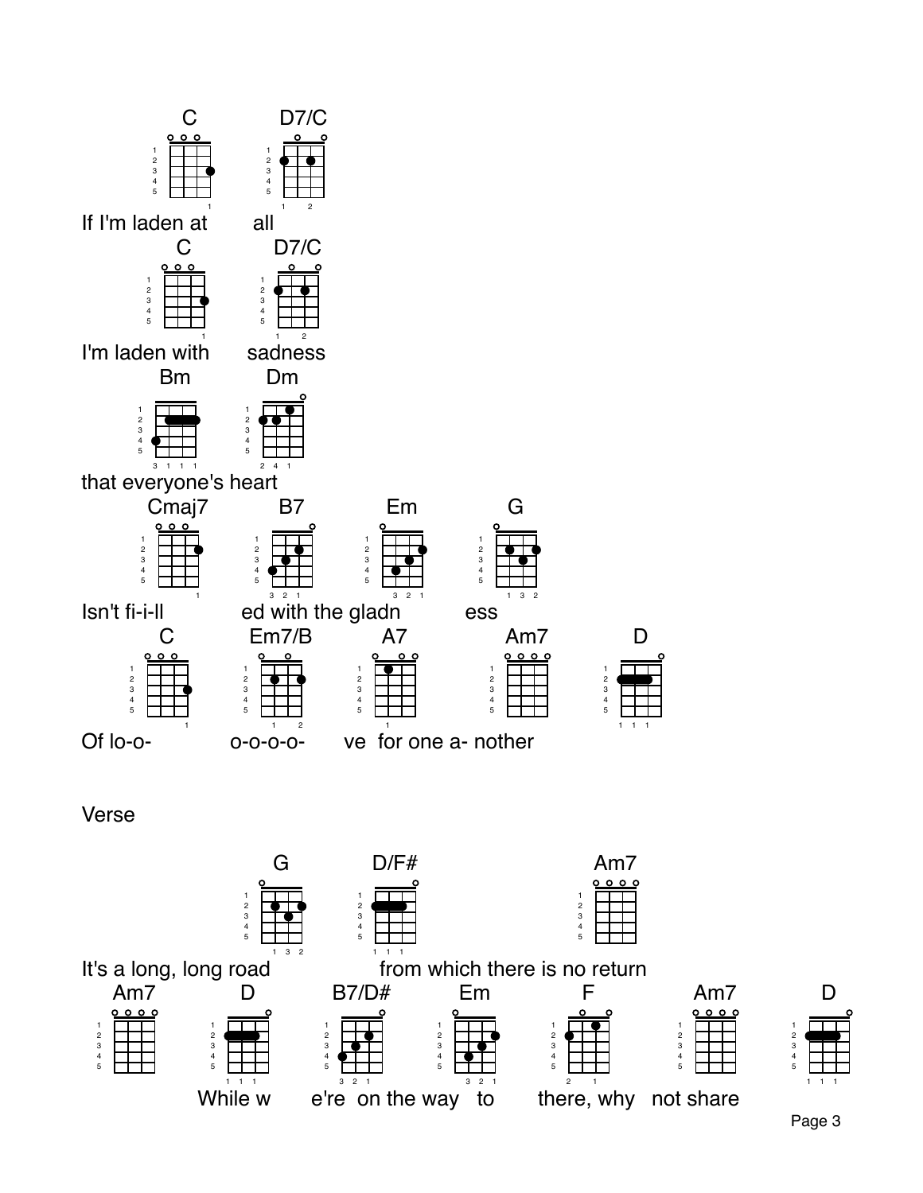C D7/C
If I'm laden at all

C D7/C
I'm laden with sadness

Bm Dm
that everyone's heart

Cmaj7 B7 Em G
Isn't fi-i-ll ed with the gladn ess

C Em7/B A7 Am7 D
Of lo-o- o-o-o-o- ve for one a- nother

Verse

G D/F# Am7
It's a long, long road from which there is no return

Am7 D B7/D# Em F Am7 D
While w e're on the way to there, why not share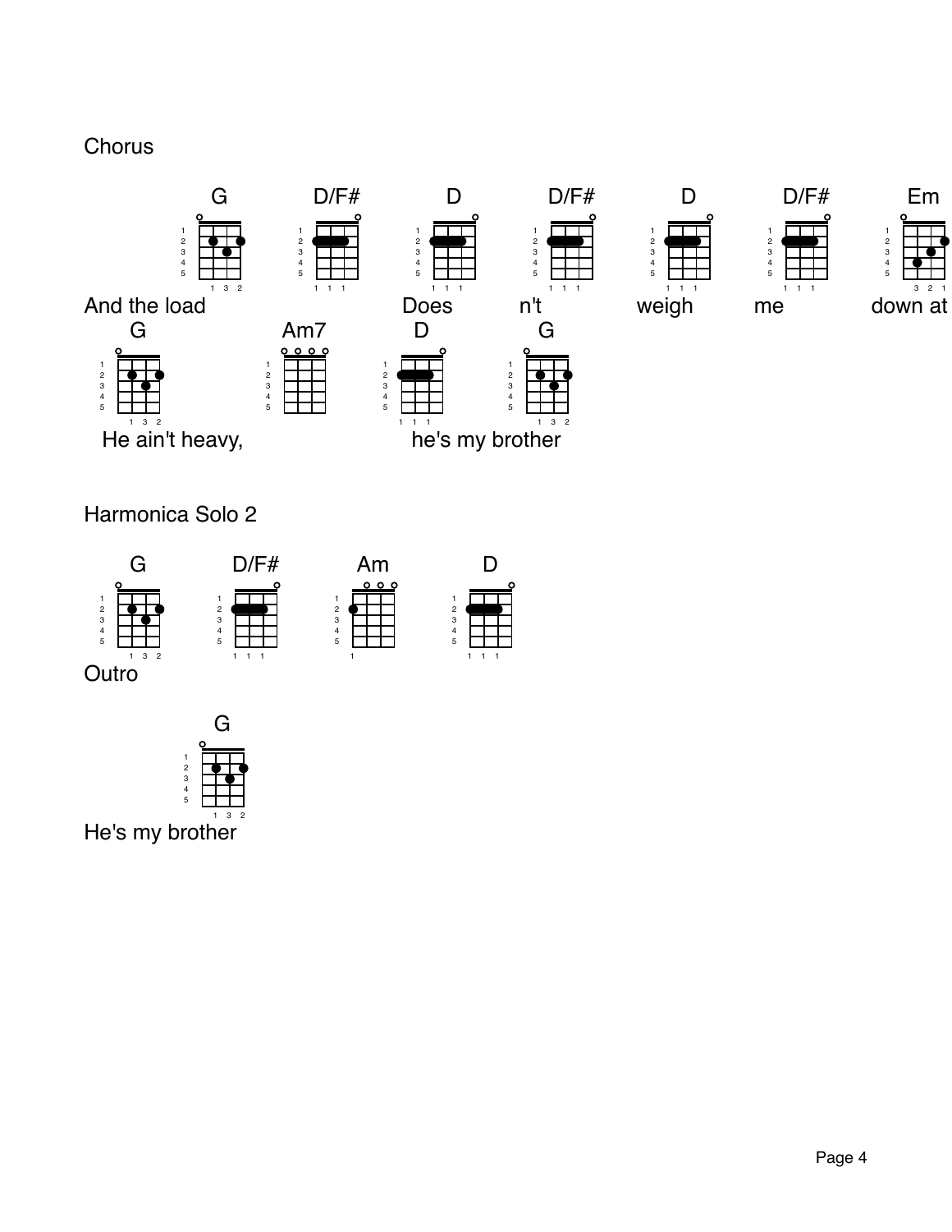Chorus

G D/F# D D/F# D D/F# Em

And the load Does n't weigh me down at

G Am7 D G

He ain't heavy, he's my brother

Harmonica Solo 2

G D/F# Am D

Outro

G

He's my brother